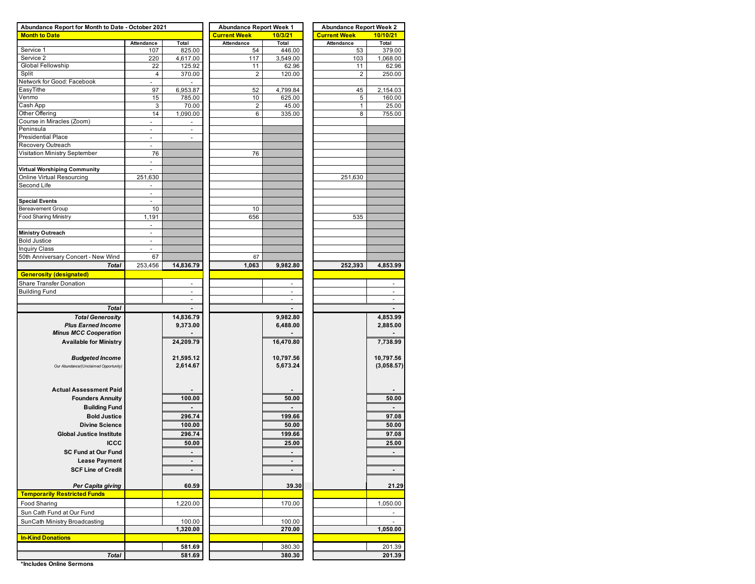| Abundance Report for Month to Date - October 2021 | | | Abundance Report Week 1 | | Abundance Report Week 2 | |
|---|---|---|---|---|---|---|
| **Month to Date** | | | **Current Week** | **10/3/21** | **Current Week** | **10/10/21** |
| | Attendance | Total | Attendance | Total | Attendance | Total |
| Service 1 | 107 | 825.00 | 54 | 446.00 | 53 | 379.00 |
| Service 2 | 220 | 4,617.00 | 117 | 3,549.00 | 103 | 1,068.00 |
| Global Fellowship | 22 | 125.92 | 11 | 62.96 | 11 | 62.96 |
| Split | 4 | 370.00 | 2 | 120.00 | 2 | 250.00 |
| Network for Good: Facebook | - | - | | | | |
| EasyTithe | 97 | 6,953.87 | 52 | 4,799.84 | 45 | 2,154.03 |
| Venmo | 15 | 785.00 | 10 | 625.00 | 5 | 160.00 |
| Cash App | 3 | 70.00 | 2 | 45.00 | 1 | 25.00 |
| Other Offering | 14 | 1,090.00 | 6 | 335.00 | 8 | 755.00 |
| Course in Miracles (Zoom) | - | - | | | | |
| Peninsula | - | - | | | | |
| Presidential Place | - | - | | | | |
| Recovery Outreach | - | | | | | |
| Visitation Ministry September | 76 | | 76 | | | |
| | - | | | | | |
| **Virtual Worshiping Community** | - | | | | | |
| Online Virtual Resourcing | 251,630 | | | | 251,630 | |
| Second Life | - | | | | | |
| | - | | | | | |
| **Special Events** | - | | | | | |
| Bereavement Group | 10 | | 10 | | | |
| Food Sharing Ministry | 1,191 | | 656 | | 535 | |
| | - | | | | | |
| **Ministry Outreach** | - | | | | | |
| Bold Justice | - | | | | | |
| Inquiry Class | - | | | | | |
| 50th Anniversary Concert - New Wind | 67 | | 67 | | | |
| ***Total*** | 253,456 | **14,836.79** | **1,063** | **9,982.80** | **252,393** | **4,853.99** |
| **Generosity (designated)** | | | | | | |
| Share Transfer Donation | | - | | - | | - |
| Building Fund | | - | | - | | - |
| | | - | | - | | - |
| ***Total*** | | **-** | | **-** | | **-** |
| ***Total Generosity*** | | **14,836.79** | | **9,982.80** | | **4,853.99** |
| ***Plus Earned Income*** | | **9,373.00** | | **6,488.00** | | **2,885.00** |
| ***Minus MCC Cooperation*** | | **-** | | **-** | | **-** |
| **Available for Ministry** | | **24,209.79** | | **16,470.80** | | **7,738.99** |
| ***Budgeted Income*** | | **21,595.12** | | **10,797.56** | | **10,797.56** |
| *Our Abundance/(Unclaimed Opportunity)* | | **2,614.67** | | **5,673.24** | | **(3,058.57)** |
| **Actual Assessment Paid** | | **-** | | **-** | | **-** |
| **Founders Annuity** | | **100.00** | | **50.00** | | **50.00** |
| **Building Fund** | | **-** | | **-** | | **-** |
| **Bold Justice** | | **296.74** | | **199.66** | | **97.08** |
| **Divine Science** | | **100.00** | | **50.00** | | **50.00** |
| **Global Justice Institute** | | **296.74** | | **199.66** | | **97.08** |
| **ICCC** | | **50.00** | | **25.00** | | **25.00** |
| **SC Fund at Our Fund** | | **-** | | **-** | | **-** |
| **Lease Payment** | | **-** | | **-** | | |
| **SCF Line of Credit** | | **-** | | **-** | | **-** |
| ***Per Capita giving*** | | **60.59** | | **39.30** | | **21.29** |
| **Temporarily Restricted Funds** | | | | | | |
| Food Sharing | | 1,220.00 | | 170.00 | | 1,050.00 |
| Sun Cath Fund at Our Fund | | | | | | - |
| SunCath Ministry Broadcasting | | 100.00 | | 100.00 | | - |
| | | **1,320.00** | | **270.00** | | **1,050.00** |
| **In-Kind Donations** | | | | | | |
| | | **581.69** | | 380.30 | | 201.39 |
| ***Total*** | | **581.69** | | **380.30** | | **201.39** |

***Includes Online Sermons**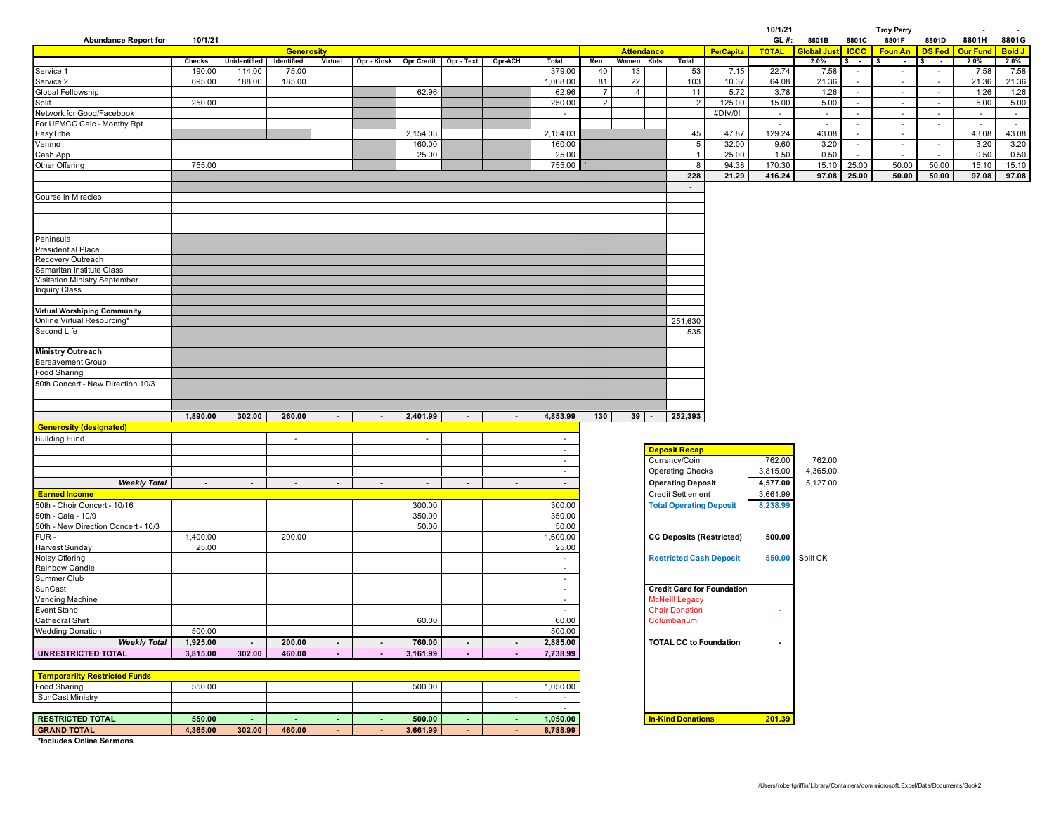**Abundance Report for** 10/1/21

| | Checks | Unidentified | Identified | Virtual | Opr - Kiosk | Opr Credit | Opr - Text | Opr-ACH | Total | Men | Women | Kids | Total | PerCapita | TOTAL | Global Just | ICCC | Foun An | DS Fed | Our Fund | Bold J |
|---|---|---|---|---|---|---|---|---|---|---|---|---|---|---|---|---|---|---|---|---|---|
| | **Generosity** | | | | | | | | | **Attendance** | | | | | 10/1/21 | | | Troy Perry | | - | - |
| | | | | | | | | | | | | | | | GL #: | 8801B | 8801C | 8801F | 8801D | 8801H | 8801G |
| | | | | | | | | | | | | | | | | 2.0% | $ - | $ - | $ - | 2.0% | 2.0% |
| Service 1 | 190.00 | 114.00 | 75.00 | | | | | | 379.00 | 40 | 13 | | 53 | 7.15 | 22.74 | 7.58 | - | - | - | 7.58 | 7.58 |
| Service 2 | 695.00 | 188.00 | 185.00 | | | | | | 1,068.00 | 81 | 22 | | 103 | 10.37 | 64.08 | 21.36 | - | - | - | 21.36 | 21.36 |
| Global Fellowship | | | | | | 62.96 | | | 62.96 | 7 | 4 | | 11 | 5.72 | 3.78 | 1.26 | - | - | - | 1.26 | 1.26 |
| Split | 250.00 | | | | | | | | 250.00 | 2 | | | 2 | 125.00 | 15.00 | 5.00 | - | - | - | 5.00 | 5.00 |
| Network for Good/Facebook | | | | | | | | | - | | | | | #DIV/0! | - | - | - | - | - | - | - |
| For UFMCC Calc - Monthy Rpt | | | | | | | | | | | | | | | - | - | - | - | - | - | - |
| EasyTithe | | | | | | 2,154.03 | | | 2,154.03 | | | | 45 | 47.87 | 129.24 | 43.08 | - | - | | 43.08 | 43.08 |
| Venmo | | | | | | 160.00 | | | 160.00 | | | | 5 | 32.00 | 9.60 | 3.20 | - | - | - | 3.20 | 3.20 |
| Cash App | | | | | | 25.00 | | | 25.00 | | | | 1 | 25.00 | 1.50 | 0.50 | - | - | - | 0.50 | 0.50 |
| Other Offering | 755.00 | | | | | | | | 755.00 | | | | 8 | 94.38 | 170.30 | 15.10 | 25.00 | 50.00 | 50.00 | 15.10 | 15.10 |
| | | | | | | | | | | | | | **228** | **21.29** | **416.24** | **97.08** | **25.00** | **50.00** | **50.00** | **97.08** | **97.08** |
| | | | | | | | | | | | | | - | | | | | | | | |
| Course in Miracles | | | | | | | | | | | | | | | | | | | | | |
| Peninsula | | | | | | | | | | | | | | | | | | | | | |
| Presidential Place | | | | | | | | | | | | | | | | | | | | | |
| Recovery Outreach | | | | | | | | | | | | | | | | | | | | | |
| Samaritan Institute Class | | | | | | | | | | | | | | | | | | | | | |
| Visitation Ministry September | | | | | | | | | | | | | | | | | | | | | |
| Inquiry Class | | | | | | | | | | | | | | | | | | | | | |
| **Virtual Worshiping Community** | | | | | | | | | | | | | | | | | | | | | |
| Online Virtual Resourcing* | | | | | | | | | | | | | 251,630 | | | | | | | | |
| Second Life | | | | | | | | | | | | | 535 | | | | | | | | |
| **Ministry Outreach** | | | | | | | | | | | | | | | | | | | | | |
| Bereavement Group | | | | | | | | | | | | | | | | | | | | | |
| Food Sharing | | | | | | | | | | | | | | | | | | | | | |
| 50th Concert - New Direction 10/3 | | | | | | | | | | | | | | | | | | | | | |
| | **1,890.00** | **302.00** | **260.00** | **-** | **-** | **2,401.99** | **-** | **-** | **4,853.99** | **130** | **39** | **-** | **252,393** | | | | | | | | |

| **Generosity (designated)** | Checks | Unidentified | Identified | Virtual | Opr - Kiosk | Opr Credit | Opr - Text | Opr-ACH | Total |
|---|---|---|---|---|---|---|---|---|---|
| Building Fund | | | - | | | - | | | - |
| | | | | | | | | | - |
| | | | | | | | | | - |
| | | | | | | | | | - |
| ***Weekly Total*** | **-** | **-** | **-** | **-** | **-** | **-** | **-** | **-** | **-** |
| **Earned Income** | | | | | | | | | |
| 50th - Choir Concert - 10/16 | | | | | | 300.00 | | | 300.00 |
| 50th - Gala - 10/9 | | | | | | 350.00 | | | 350.00 |
| 50th - New Direction Concert - 10/3 | | | | | | 50.00 | | | 50.00 |
| FUR - | 1,400.00 | | 200.00 | | | | | | 1,600.00 |
| Harvest Sunday | 25.00 | | | | | | | | 25.00 |
| Noisy Offering | | | | | | | | | - |
| Rainbow Candle | | | | | | | | | - |
| Summer Club | | | | | | | | | - |
| SunCast | | | | | | | | | - |
| Vending Machine | | | | | | | | | - |
| Event Stand | | | | | | | | | - |
| Cathedral Shirt | | | | | | 60.00 | | | 60.00 |
| Wedding Donation | 500.00 | | | | | | | | 500.00 |
| ***Weekly Total*** | **1,925.00** | **-** | **200.00** | **-** | **-** | **760.00** | **-** | **-** | **2,885.00** |
| **UNRESTRICTED TOTAL** | **3,815.00** | **302.00** | **460.00** | **-** | **-** | **3,161.99** | **-** | **-** | **7,738.99** |
| **Temporarilty Restricted Funds** | | | | | | | | | |
| Food Sharing | 550.00 | | | | | 500.00 | | | 1,050.00 |
| SunCast Ministry | | | | | | | | - | - |
| | | | | | | | | | - |
| **RESTRICTED TOTAL** | **550.00** | **-** | **-** | **-** | **-** | **500.00** | **-** | **-** | **1,050.00** |
| **GRAND TOTAL** | **4,365.00** | **302.00** | **460.00** | **-** | **-** | **3,661.99** | **-** | **-** | **8,788.99** |

***Includes Online Sermons**

| **Deposit Recap** | | |
|---|---|---|
| Currency/Coin | 762.00 | 762.00 |
| Operating Checks | 3,815.00 | 4,365.00 |
| **Operating Deposit** | **4,577.00** | 5,127.00 |
| Credit Settlement | 3,661.99 | |
| **Total Operating Deposit** | **8,238.99** | |
| **CC Deposits (Restricted)** | **500.00** | |
| **Restricted Cash Deposit** | **550.00** | Split CK |
| **Credit Card for Foundation** | | |
| McNeill Legacy | | |
| Chair Donation | - | |
| Columbarium | | |
| **TOTAL CC to Foundation** | **-** | |
| **In-Kind Donations** | **201.39** | |